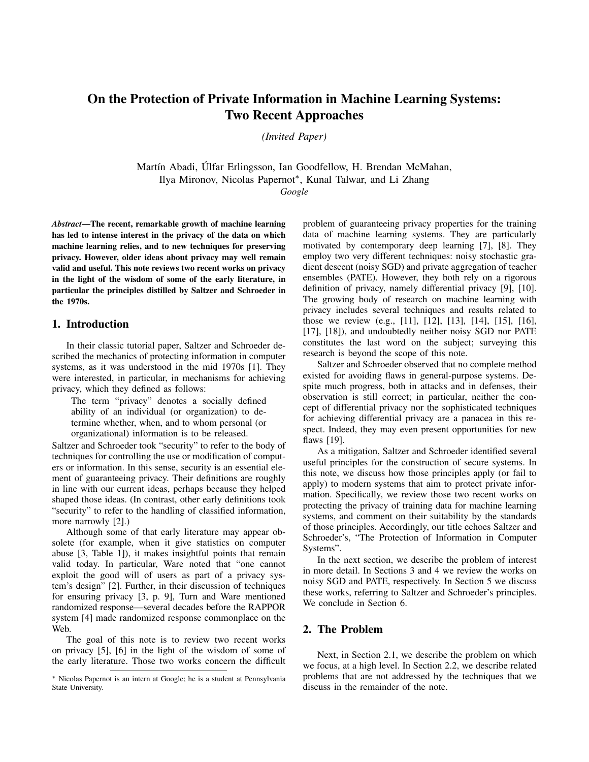# On the Protection of Private Information in Machine Learning Systems: Two Recent Approaches

*(Invited Paper)*

Martín Abadi, Úlfar Erlingsson, Ian Goodfellow, H. Brendan McMahan, Ilya Mironov, Nicolas Papernot*, Kunal Talwar, and Li Zhang

*Google*

***Abstract*—The recent, remarkable growth of machine learning has led to intense interest in the privacy of the data on which machine learning relies, and to new techniques for preserving privacy. However, older ideas about privacy may well remain valid and useful. This note reviews two recent works on privacy in the light of the wisdom of some of the early literature, in particular the principles distilled by Saltzer and Schroeder in the 1970s.**

## 1. Introduction

In their classic tutorial paper, Saltzer and Schroeder described the mechanics of protecting information in computer systems, as it was understood in the mid 1970s [1]. They were interested, in particular, in mechanisms for achieving privacy, which they defined as follows:

> The term "privacy" denotes a socially defined ability of an individual (or organization) to determine whether, when, and to whom personal (or organizational) information is to be released.

Saltzer and Schroeder took "security" to refer to the body of techniques for controlling the use or modification of computers or information. In this sense, security is an essential element of guaranteeing privacy. Their definitions are roughly in line with our current ideas, perhaps because they helped shaped those ideas. (In contrast, other early definitions took "security" to refer to the handling of classified information, more narrowly [2].)

Although some of that early literature may appear obsolete (for example, when it give statistics on computer abuse [3, Table 1]), it makes insightful points that remain valid today. In particular, Ware noted that "one cannot exploit the good will of users as part of a privacy system's design" [2]. Further, in their discussion of techniques for ensuring privacy [3, p. 9], Turn and Ware mentioned randomized response—several decades before the RAPPOR system [4] made randomized response commonplace on the Web.

The goal of this note is to review two recent works on privacy [5], [6] in the light of the wisdom of some of the early literature. Those two works concern the difficult problem of guaranteeing privacy properties for the training data of machine learning systems. They are particularly motivated by contemporary deep learning [7], [8]. They employ two very different techniques: noisy stochastic gradient descent (noisy SGD) and private aggregation of teacher ensembles (PATE). However, they both rely on a rigorous definition of privacy, namely differential privacy [9], [10]. The growing body of research on machine learning with privacy includes several techniques and results related to those we review (e.g., [11], [12], [13], [14], [15], [16], [17], [18]), and undoubtedly neither noisy SGD nor PATE constitutes the last word on the subject; surveying this research is beyond the scope of this note.

Saltzer and Schroeder observed that no complete method existed for avoiding flaws in general-purpose systems. Despite much progress, both in attacks and in defenses, their observation is still correct; in particular, neither the concept of differential privacy nor the sophisticated techniques for achieving differential privacy are a panacea in this respect. Indeed, they may even present opportunities for new flaws [19].

As a mitigation, Saltzer and Schroeder identified several useful principles for the construction of secure systems. In this note, we discuss how those principles apply (or fail to apply) to modern systems that aim to protect private information. Specifically, we review those two recent works on protecting the privacy of training data for machine learning systems, and comment on their suitability by the standards of those principles. Accordingly, our title echoes Saltzer and Schroeder's, "The Protection of Information in Computer Systems".

In the next section, we describe the problem of interest in more detail. In Sections 3 and 4 we review the works on noisy SGD and PATE, respectively. In Section 5 we discuss these works, referring to Saltzer and Schroeder's principles. We conclude in Section 6.

## 2. The Problem

Next, in Section 2.1, we describe the problem on which we focus, at a high level. In Section 2.2, we describe related problems that are not addressed by the techniques that we discuss in the remainder of the note.

* Nicolas Papernot is an intern at Google; he is a student at Pennsylvania State University.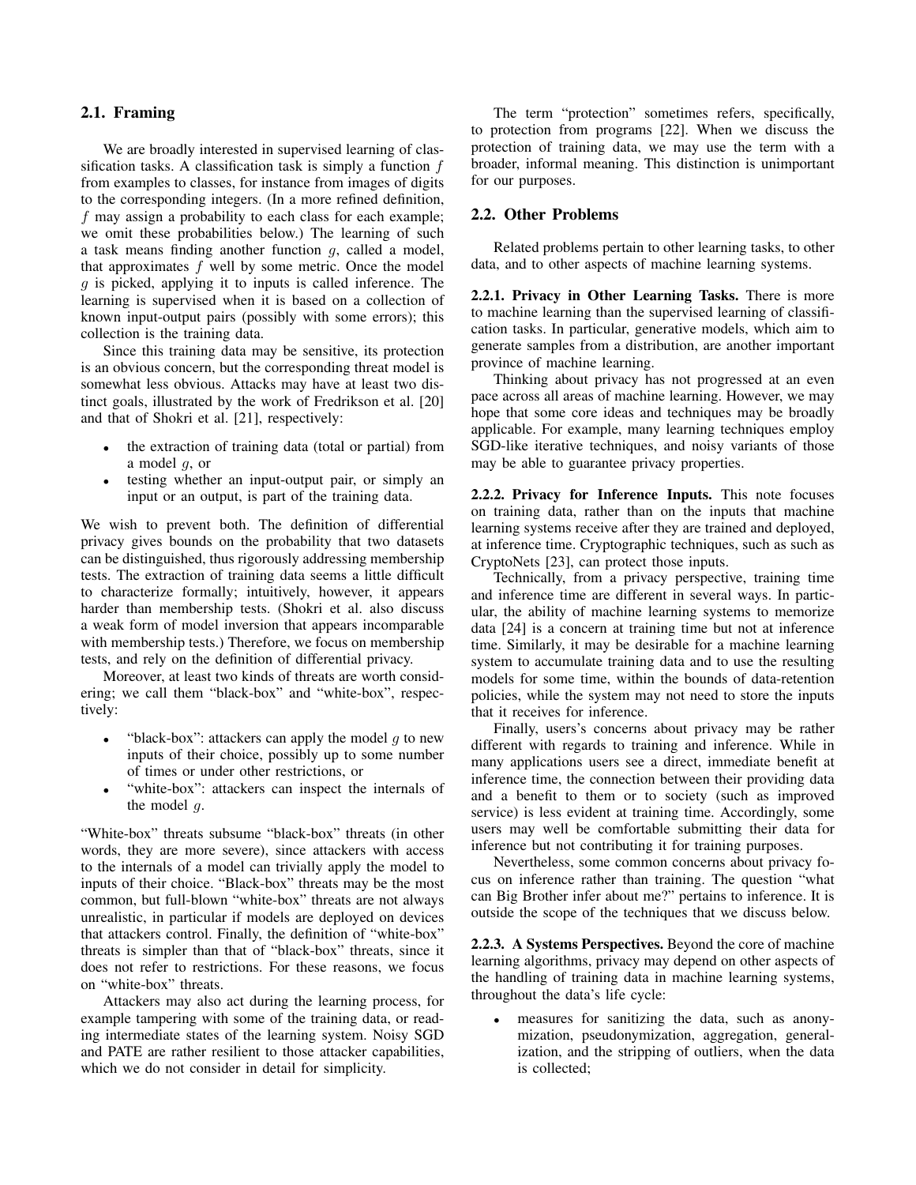### 2.1. Framing

We are broadly interested in supervised learning of classification tasks. A classification task is simply a function $f$ from examples to classes, for instance from images of digits to the corresponding integers. (In a more refined definition, $f$ may assign a probability to each class for each example; we omit these probabilities below.) The learning of such a task means finding another function $g$, called a model, that approximates $f$ well by some metric. Once the model $g$ is picked, applying it to inputs is called inference. The learning is supervised when it is based on a collection of known input-output pairs (possibly with some errors); this collection is the training data.

Since this training data may be sensitive, its protection is an obvious concern, but the corresponding threat model is somewhat less obvious. Attacks may have at least two distinct goals, illustrated by the work of Fredrikson et al. [20] and that of Shokri et al. [21], respectively:

- the extraction of training data (total or partial) from a model $g$, or
- testing whether an input-output pair, or simply an input or an output, is part of the training data.

We wish to prevent both. The definition of differential privacy gives bounds on the probability that two datasets can be distinguished, thus rigorously addressing membership tests. The extraction of training data seems a little difficult to characterize formally; intuitively, however, it appears harder than membership tests. (Shokri et al. also discuss a weak form of model inversion that appears incomparable with membership tests.) Therefore, we focus on membership tests, and rely on the definition of differential privacy.

Moreover, at least two kinds of threats are worth considering; we call them "black-box" and "white-box", respectively:

- "black-box": attackers can apply the model $g$ to new inputs of their choice, possibly up to some number of times or under other restrictions, or
- "white-box": attackers can inspect the internals of the model $g$.

"White-box" threats subsume "black-box" threats (in other words, they are more severe), since attackers with access to the internals of a model can trivially apply the model to inputs of their choice. "Black-box" threats may be the most common, but full-blown "white-box" threats are not always unrealistic, in particular if models are deployed on devices that attackers control. Finally, the definition of "white-box" threats is simpler than that of "black-box" threats, since it does not refer to restrictions. For these reasons, we focus on "white-box" threats.

Attackers may also act during the learning process, for example tampering with some of the training data, or reading intermediate states of the learning system. Noisy SGD and PATE are rather resilient to those attacker capabilities, which we do not consider in detail for simplicity.

The term "protection" sometimes refers, specifically, to protection from programs [22]. When we discuss the protection of training data, we may use the term with a broader, informal meaning. This distinction is unimportant for our purposes.

### 2.2. Other Problems

Related problems pertain to other learning tasks, to other data, and to other aspects of machine learning systems.

**2.2.1. Privacy in Other Learning Tasks.** There is more to machine learning than the supervised learning of classification tasks. In particular, generative models, which aim to generate samples from a distribution, are another important province of machine learning.

Thinking about privacy has not progressed at an even pace across all areas of machine learning. However, we may hope that some core ideas and techniques may be broadly applicable. For example, many learning techniques employ SGD-like iterative techniques, and noisy variants of those may be able to guarantee privacy properties.

**2.2.2. Privacy for Inference Inputs.** This note focuses on training data, rather than on the inputs that machine learning systems receive after they are trained and deployed, at inference time. Cryptographic techniques, such as such as CryptoNets [23], can protect those inputs.

Technically, from a privacy perspective, training time and inference time are different in several ways. In particular, the ability of machine learning systems to memorize data [24] is a concern at training time but not at inference time. Similarly, it may be desirable for a machine learning system to accumulate training data and to use the resulting models for some time, within the bounds of data-retention policies, while the system may not need to store the inputs that it receives for inference.

Finally, users's concerns about privacy may be rather different with regards to training and inference. While in many applications users see a direct, immediate benefit at inference time, the connection between their providing data and a benefit to them or to society (such as improved service) is less evident at training time. Accordingly, some users may well be comfortable submitting their data for inference but not contributing it for training purposes.

Nevertheless, some common concerns about privacy focus on inference rather than training. The question "what can Big Brother infer about me?" pertains to inference. It is outside the scope of the techniques that we discuss below.

**2.2.3. A Systems Perspectives.** Beyond the core of machine learning algorithms, privacy may depend on other aspects of the handling of training data in machine learning systems, throughout the data's life cycle:

- measures for sanitizing the data, such as anonymization, pseudonymization, aggregation, generalization, and the stripping of outliers, when the data is collected;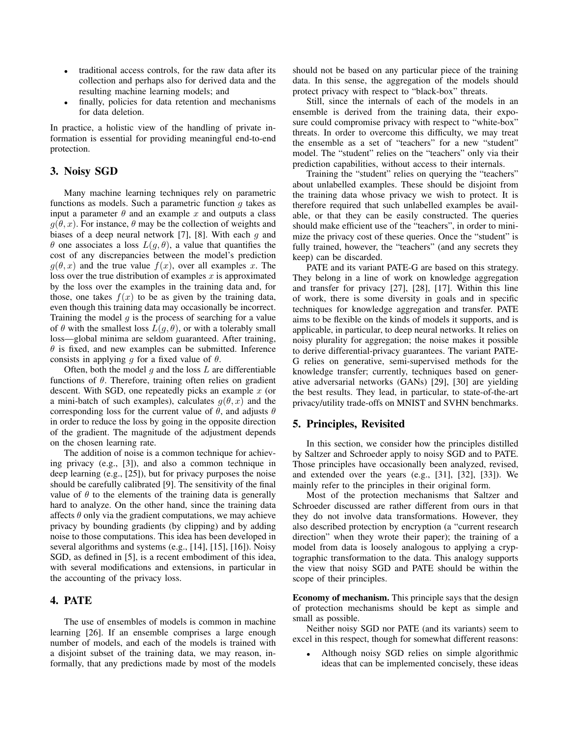- traditional access controls, for the raw data after its collection and perhaps also for derived data and the resulting machine learning models; and
- finally, policies for data retention and mechanisms for data deletion.

In practice, a holistic view of the handling of private information is essential for providing meaningful end-to-end protection.

## 3. Noisy SGD

Many machine learning techniques rely on parametric functions as models. Such a parametric function $g$ takes as input a parameter $\theta$ and an example $x$ and outputs a class $g(\theta, x)$. For instance, $\theta$ may be the collection of weights and biases of a deep neural network [7], [8]. With each $g$ and $\theta$ one associates a loss $L(g, \theta)$, a value that quantifies the cost of any discrepancies between the model's prediction $g(\theta, x)$ and the true value $f(x)$, over all examples $x$. The loss over the true distribution of examples $x$ is approximated by the loss over the examples in the training data and, for those, one takes $f(x)$ to be as given by the training data, even though this training data may occasionally be incorrect. Training the model $g$ is the process of searching for a value of $\theta$ with the smallest loss $L(g, \theta)$, or with a tolerably small loss—global minima are seldom guaranteed. After training, $\theta$ is fixed, and new examples can be submitted. Inference consists in applying $g$ for a fixed value of $\theta$.

Often, both the model $g$ and the loss $L$ are differentiable functions of $\theta$. Therefore, training often relies on gradient descent. With SGD, one repeatedly picks an example $x$ (or a mini-batch of such examples), calculates $g(\theta, x)$ and the corresponding loss for the current value of $\theta$, and adjusts $\theta$ in order to reduce the loss by going in the opposite direction of the gradient. The magnitude of the adjustment depends on the chosen learning rate.

The addition of noise is a common technique for achieving privacy (e.g., [3]), and also a common technique in deep learning (e.g., [25]), but for privacy purposes the noise should be carefully calibrated [9]. The sensitivity of the final value of $\theta$ to the elements of the training data is generally hard to analyze. On the other hand, since the training data affects $\theta$ only via the gradient computations, we may achieve privacy by bounding gradients (by clipping) and by adding noise to those computations. This idea has been developed in several algorithms and systems (e.g., [14], [15], [16]). Noisy SGD, as defined in [5], is a recent embodiment of this idea, with several modifications and extensions, in particular in the accounting of the privacy loss.

## 4. PATE

The use of ensembles of models is common in machine learning [26]. If an ensemble comprises a large enough number of models, and each of the models is trained with a disjoint subset of the training data, we may reason, informally, that any predictions made by most of the models should not be based on any particular piece of the training data. In this sense, the aggregation of the models should protect privacy with respect to "black-box" threats.

Still, since the internals of each of the models in an ensemble is derived from the training data, their exposure could compromise privacy with respect to "white-box" threats. In order to overcome this difficulty, we may treat the ensemble as a set of "teachers" for a new "student" model. The "student" relies on the "teachers" only via their prediction capabilities, without access to their internals.

Training the "student" relies on querying the "teachers" about unlabelled examples. These should be disjoint from the training data whose privacy we wish to protect. It is therefore required that such unlabelled examples be available, or that they can be easily constructed. The queries should make efficient use of the "teachers", in order to minimize the privacy cost of these queries. Once the "student" is fully trained, however, the "teachers" (and any secrets they keep) can be discarded.

PATE and its variant PATE-G are based on this strategy. They belong in a line of work on knowledge aggregation and transfer for privacy [27], [28], [17]. Within this line of work, there is some diversity in goals and in specific techniques for knowledge aggregation and transfer. PATE aims to be flexible on the kinds of models it supports, and is applicable, in particular, to deep neural networks. It relies on noisy plurality for aggregation; the noise makes it possible to derive differential-privacy guarantees. The variant PATE-G relies on generative, semi-supervised methods for the knowledge transfer; currently, techniques based on generative adversarial networks (GANs) [29], [30] are yielding the best results. They lead, in particular, to state-of-the-art privacy/utility trade-offs on MNIST and SVHN benchmarks.

## 5. Principles, Revisited

In this section, we consider how the principles distilled by Saltzer and Schroeder apply to noisy SGD and to PATE. Those principles have occasionally been analyzed, revised, and extended over the years (e.g., [31], [32], [33]). We mainly refer to the principles in their original form.

Most of the protection mechanisms that Saltzer and Schroeder discussed are rather different from ours in that they do not involve data transformations. However, they also described protection by encryption (a "current research direction" when they wrote their paper); the training of a model from data is loosely analogous to applying a cryptographic transformation to the data. This analogy supports the view that noisy SGD and PATE should be within the scope of their principles.

**Economy of mechanism.** This principle says that the design of protection mechanisms should be kept as simple and small as possible.

Neither noisy SGD nor PATE (and its variants) seem to excel in this respect, though for somewhat different reasons:

- Although noisy SGD relies on simple algorithmic ideas that can be implemented concisely, these ideas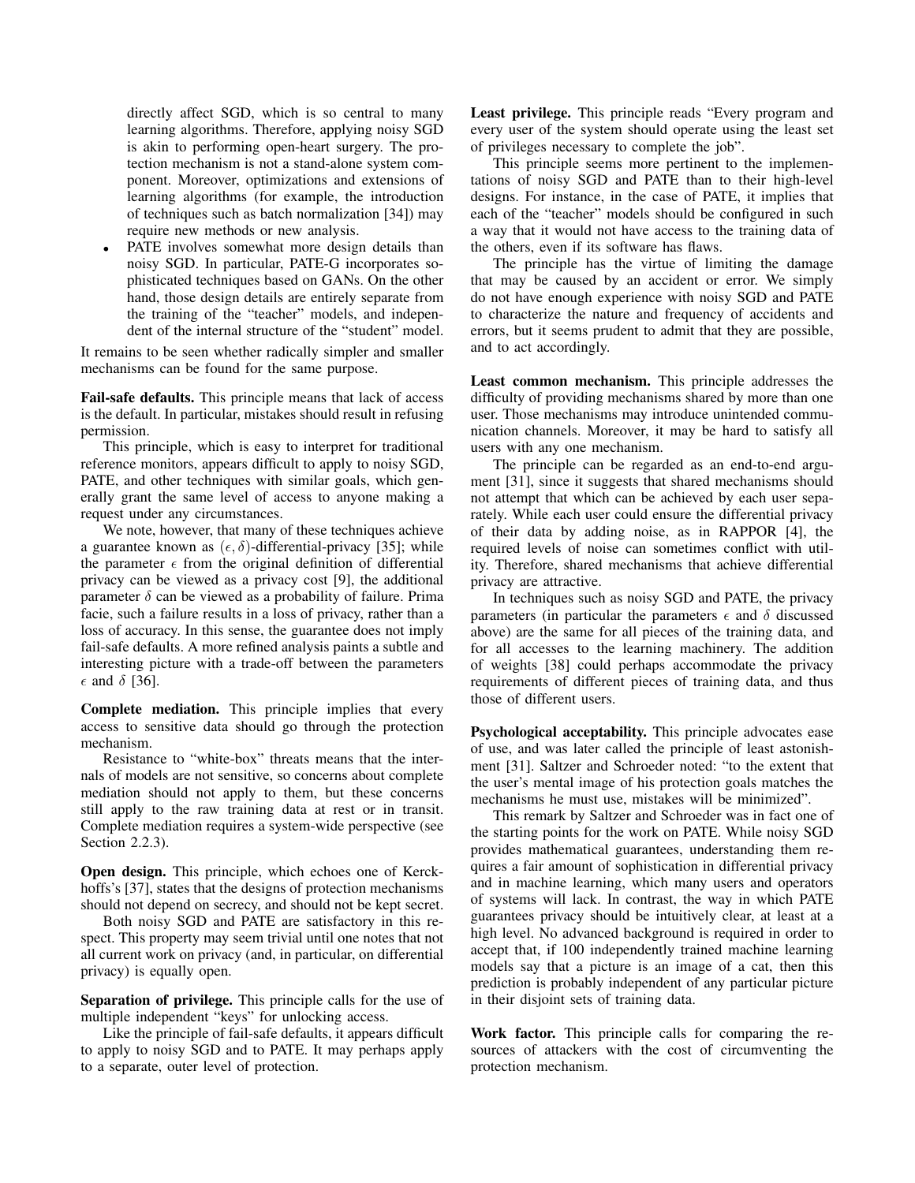directly affect SGD, which is so central to many learning algorithms. Therefore, applying noisy SGD is akin to performing open-heart surgery. The protection mechanism is not a stand-alone system component. Moreover, optimizations and extensions of learning algorithms (for example, the introduction of techniques such as batch normalization [34]) may require new methods or new analysis.

- PATE involves somewhat more design details than noisy SGD. In particular, PATE-G incorporates sophisticated techniques based on GANs. On the other hand, those design details are entirely separate from the training of the "teacher" models, and independent of the internal structure of the "student" model.

It remains to be seen whether radically simpler and smaller mechanisms can be found for the same purpose.

**Fail-safe defaults.** This principle means that lack of access is the default. In particular, mistakes should result in refusing permission.

This principle, which is easy to interpret for traditional reference monitors, appears difficult to apply to noisy SGD, PATE, and other techniques with similar goals, which generally grant the same level of access to anyone making a request under any circumstances.

We note, however, that many of these techniques achieve a guarantee known as $(\epsilon, \delta)$-differential-privacy [35]; while the parameter $\epsilon$ from the original definition of differential privacy can be viewed as a privacy cost [9], the additional parameter $\delta$ can be viewed as a probability of failure. Prima facie, such a failure results in a loss of privacy, rather than a loss of accuracy. In this sense, the guarantee does not imply fail-safe defaults. A more refined analysis paints a subtle and interesting picture with a trade-off between the parameters $\epsilon$ and $\delta$ [36].

**Complete mediation.** This principle implies that every access to sensitive data should go through the protection mechanism.

Resistance to "white-box" threats means that the internals of models are not sensitive, so concerns about complete mediation should not apply to them, but these concerns still apply to the raw training data at rest or in transit. Complete mediation requires a system-wide perspective (see Section 2.2.3).

**Open design.** This principle, which echoes one of Kerckhoffs's [37], states that the designs of protection mechanisms should not depend on secrecy, and should not be kept secret.

Both noisy SGD and PATE are satisfactory in this respect. This property may seem trivial until one notes that not all current work on privacy (and, in particular, on differential privacy) is equally open.

**Separation of privilege.** This principle calls for the use of multiple independent "keys" for unlocking access.

Like the principle of fail-safe defaults, it appears difficult to apply to noisy SGD and to PATE. It may perhaps apply to a separate, outer level of protection.

**Least privilege.** This principle reads "Every program and every user of the system should operate using the least set of privileges necessary to complete the job".

This principle seems more pertinent to the implementations of noisy SGD and PATE than to their high-level designs. For instance, in the case of PATE, it implies that each of the "teacher" models should be configured in such a way that it would not have access to the training data of the others, even if its software has flaws.

The principle has the virtue of limiting the damage that may be caused by an accident or error. We simply do not have enough experience with noisy SGD and PATE to characterize the nature and frequency of accidents and errors, but it seems prudent to admit that they are possible, and to act accordingly.

**Least common mechanism.** This principle addresses the difficulty of providing mechanisms shared by more than one user. Those mechanisms may introduce unintended communication channels. Moreover, it may be hard to satisfy all users with any one mechanism.

The principle can be regarded as an end-to-end argument [31], since it suggests that shared mechanisms should not attempt that which can be achieved by each user separately. While each user could ensure the differential privacy of their data by adding noise, as in RAPPOR [4], the required levels of noise can sometimes conflict with utility. Therefore, shared mechanisms that achieve differential privacy are attractive.

In techniques such as noisy SGD and PATE, the privacy parameters (in particular the parameters $\epsilon$ and $\delta$ discussed above) are the same for all pieces of the training data, and for all accesses to the learning machinery. The addition of weights [38] could perhaps accommodate the privacy requirements of different pieces of training data, and thus those of different users.

**Psychological acceptability.** This principle advocates ease of use, and was later called the principle of least astonishment [31]. Saltzer and Schroeder noted: "to the extent that the user's mental image of his protection goals matches the mechanisms he must use, mistakes will be minimized".

This remark by Saltzer and Schroeder was in fact one of the starting points for the work on PATE. While noisy SGD provides mathematical guarantees, understanding them requires a fair amount of sophistication in differential privacy and in machine learning, which many users and operators of systems will lack. In contrast, the way in which PATE guarantees privacy should be intuitively clear, at least at a high level. No advanced background is required in order to accept that, if 100 independently trained machine learning models say that a picture is an image of a cat, then this prediction is probably independent of any particular picture in their disjoint sets of training data.

**Work factor.** This principle calls for comparing the resources of attackers with the cost of circumventing the protection mechanism.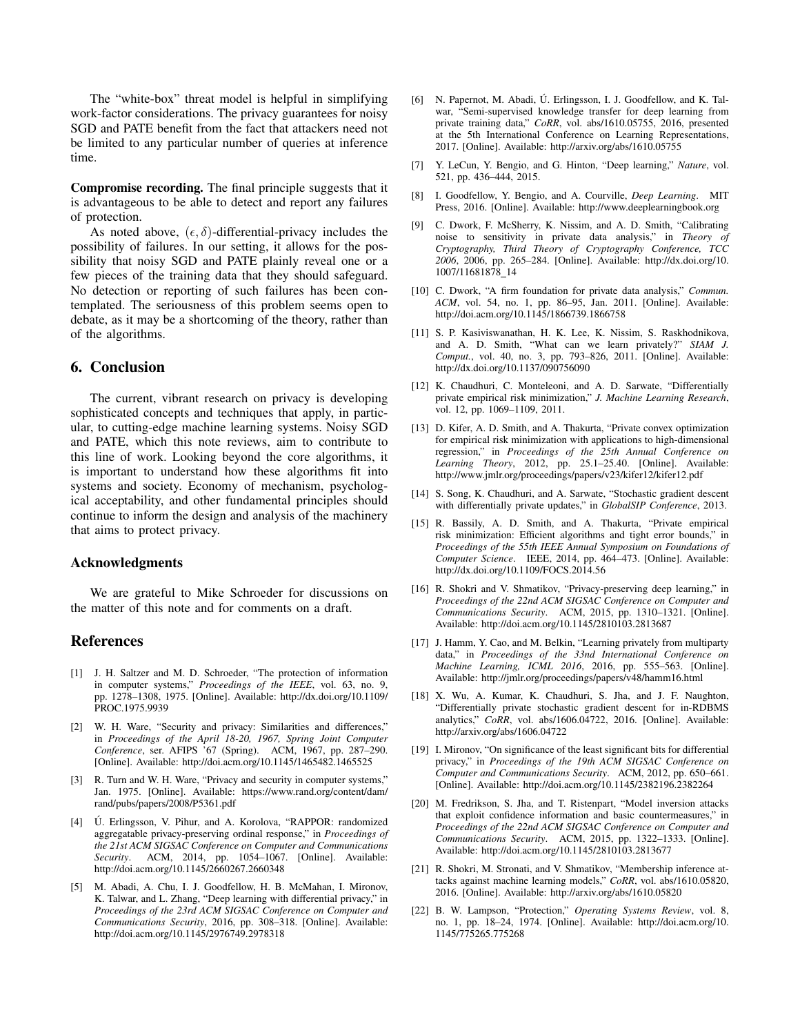The "white-box" threat model is helpful in simplifying work-factor considerations. The privacy guarantees for noisy SGD and PATE benefit from the fact that attackers need not be limited to any particular number of queries at inference time.

**Compromise recording.** The final principle suggests that it is advantageous to be able to detect and report any failures of protection.

As noted above, $(\epsilon, \delta)$-differential-privacy includes the possibility of failures. In our setting, it allows for the possibility that noisy SGD and PATE plainly reveal one or a few pieces of the training data that they should safeguard. No detection or reporting of such failures has been contemplated. The seriousness of this problem seems open to debate, as it may be a shortcoming of the theory, rather than of the algorithms.

## 6. Conclusion

The current, vibrant research on privacy is developing sophisticated concepts and techniques that apply, in particular, to cutting-edge machine learning systems. Noisy SGD and PATE, which this note reviews, aim to contribute to this line of work. Looking beyond the core algorithms, it is important to understand how these algorithms fit into systems and society. Economy of mechanism, psychological acceptability, and other fundamental principles should continue to inform the design and analysis of the machinery that aims to protect privacy.

### Acknowledgments

We are grateful to Mike Schroeder for discussions on the matter of this note and for comments on a draft.

## References

[1] J. H. Saltzer and M. D. Schroeder, "The protection of information in computer systems," *Proceedings of the IEEE*, vol. 63, no. 9, pp. 1278–1308, 1975. [Online]. Available: http://dx.doi.org/10.1109/PROC.1975.9939

[2] W. H. Ware, "Security and privacy: Similarities and differences," in *Proceedings of the April 18-20, 1967, Spring Joint Computer Conference*, ser. AFIPS '67 (Spring). ACM, 1967, pp. 287–290. [Online]. Available: http://doi.acm.org/10.1145/1465482.1465525

[3] R. Turn and W. H. Ware, "Privacy and security in computer systems," Jan. 1975. [Online]. Available: https://www.rand.org/content/dam/rand/pubs/papers/2008/P5361.pdf

[4] Ú. Erlingsson, V. Pihur, and A. Korolova, "RAPPOR: randomized aggregatable privacy-preserving ordinal response," in *Proceedings of the 21st ACM SIGSAC Conference on Computer and Communications Security*. ACM, 2014, pp. 1054–1067. [Online]. Available: http://doi.acm.org/10.1145/2660267.2660348

[5] M. Abadi, A. Chu, I. J. Goodfellow, H. B. McMahan, I. Mironov, K. Talwar, and L. Zhang, "Deep learning with differential privacy," in *Proceedings of the 23rd ACM SIGSAC Conference on Computer and Communications Security*, 2016, pp. 308–318. [Online]. Available: http://doi.acm.org/10.1145/2976749.2978318

[6] N. Papernot, M. Abadi, Ú. Erlingsson, I. J. Goodfellow, and K. Talwar, "Semi-supervised knowledge transfer for deep learning from private training data," *CoRR*, vol. abs/1610.05755, 2016, presented at the 5th International Conference on Learning Representations, 2017. [Online]. Available: http://arxiv.org/abs/1610.05755

[7] Y. LeCun, Y. Bengio, and G. Hinton, "Deep learning," *Nature*, vol. 521, pp. 436–444, 2015.

[8] I. Goodfellow, Y. Bengio, and A. Courville, *Deep Learning*. MIT Press, 2016. [Online]. Available: http://www.deeplearningbook.org

[9] C. Dwork, F. McSherry, K. Nissim, and A. D. Smith, "Calibrating noise to sensitivity in private data analysis," in *Theory of Cryptography, Third Theory of Cryptography Conference, TCC 2006*, 2006, pp. 265–284. [Online]. Available: http://dx.doi.org/10.1007/11681878_14

[10] C. Dwork, "A firm foundation for private data analysis," *Commun. ACM*, vol. 54, no. 1, pp. 86–95, Jan. 2011. [Online]. Available: http://doi.acm.org/10.1145/1866739.1866758

[11] S. P. Kasiviswanathan, H. K. Lee, K. Nissim, S. Raskhodnikova, and A. D. Smith, "What can we learn privately?" *SIAM J. Comput.*, vol. 40, no. 3, pp. 793–826, 2011. [Online]. Available: http://dx.doi.org/10.1137/090756090

[12] K. Chaudhuri, C. Monteleoni, and A. D. Sarwate, "Differentially private empirical risk minimization," *J. Machine Learning Research*, vol. 12, pp. 1069–1109, 2011.

[13] D. Kifer, A. D. Smith, and A. Thakurta, "Private convex optimization for empirical risk minimization with applications to high-dimensional regression," in *Proceedings of the 25th Annual Conference on Learning Theory*, 2012, pp. 25.1–25.40. [Online]. Available: http://www.jmlr.org/proceedings/papers/v23/kifer12/kifer12.pdf

[14] S. Song, K. Chaudhuri, and A. Sarwate, "Stochastic gradient descent with differentially private updates," in *GlobalSIP Conference*, 2013.

[15] R. Bassily, A. D. Smith, and A. Thakurta, "Private empirical risk minimization: Efficient algorithms and tight error bounds," in *Proceedings of the 55th IEEE Annual Symposium on Foundations of Computer Science*. IEEE, 2014, pp. 464–473. [Online]. Available: http://dx.doi.org/10.1109/FOCS.2014.56

[16] R. Shokri and V. Shmatikov, "Privacy-preserving deep learning," in *Proceedings of the 22nd ACM SIGSAC Conference on Computer and Communications Security*. ACM, 2015, pp. 1310–1321. [Online]. Available: http://doi.acm.org/10.1145/2810103.2813687

[17] J. Hamm, Y. Cao, and M. Belkin, "Learning privately from multiparty data," in *Proceedings of the 33nd International Conference on Machine Learning, ICML 2016*, 2016, pp. 555–563. [Online]. Available: http://jmlr.org/proceedings/papers/v48/hamm16.html

[18] X. Wu, A. Kumar, K. Chaudhuri, S. Jha, and J. F. Naughton, "Differentially private stochastic gradient descent for in-RDBMS analytics," *CoRR*, vol. abs/1606.04722, 2016. [Online]. Available: http://arxiv.org/abs/1606.04722

[19] I. Mironov, "On significance of the least significant bits for differential privacy," in *Proceedings of the 19th ACM SIGSAC Conference on Computer and Communications Security*. ACM, 2012, pp. 650–661. [Online]. Available: http://doi.acm.org/10.1145/2382196.2382264

[20] M. Fredrikson, S. Jha, and T. Ristenpart, "Model inversion attacks that exploit confidence information and basic countermeasures," in *Proceedings of the 22nd ACM SIGSAC Conference on Computer and Communications Security*. ACM, 2015, pp. 1322–1333. [Online]. Available: http://doi.acm.org/10.1145/2810103.2813677

[21] R. Shokri, M. Stronati, and V. Shmatikov, "Membership inference attacks against machine learning models," *CoRR*, vol. abs/1610.05820, 2016. [Online]. Available: http://arxiv.org/abs/1610.05820

[22] B. W. Lampson, "Protection," *Operating Systems Review*, vol. 8, no. 1, pp. 18–24, 1974. [Online]. Available: http://doi.acm.org/10.1145/775265.775268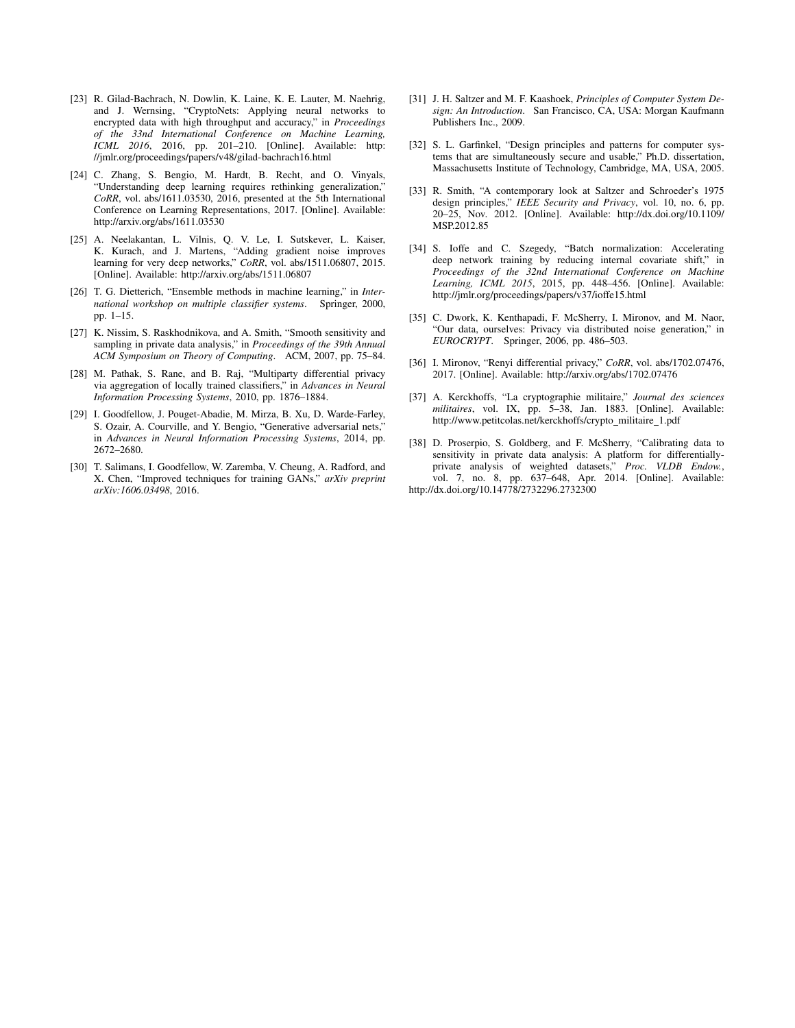[23] R. Gilad-Bachrach, N. Dowlin, K. Laine, K. E. Lauter, M. Naehrig, and J. Wernsing, "CryptoNets: Applying neural networks to encrypted data with high throughput and accuracy," in *Proceedings of the 33nd International Conference on Machine Learning, ICML 2016*, 2016, pp. 201–210. [Online]. Available: http://jmlr.org/proceedings/papers/v48/gilad-bachrach16.html

[24] C. Zhang, S. Bengio, M. Hardt, B. Recht, and O. Vinyals, "Understanding deep learning requires rethinking generalization," *CoRR*, vol. abs/1611.03530, 2016, presented at the 5th International Conference on Learning Representations, 2017. [Online]. Available: http://arxiv.org/abs/1611.03530

[25] A. Neelakantan, L. Vilnis, Q. V. Le, I. Sutskever, L. Kaiser, K. Kurach, and J. Martens, "Adding gradient noise improves learning for very deep networks," *CoRR*, vol. abs/1511.06807, 2015. [Online]. Available: http://arxiv.org/abs/1511.06807

[26] T. G. Dietterich, "Ensemble methods in machine learning," in *International workshop on multiple classifier systems*. Springer, 2000, pp. 1–15.

[27] K. Nissim, S. Raskhodnikova, and A. Smith, "Smooth sensitivity and sampling in private data analysis," in *Proceedings of the 39th Annual ACM Symposium on Theory of Computing*. ACM, 2007, pp. 75–84.

[28] M. Pathak, S. Rane, and B. Raj, "Multiparty differential privacy via aggregation of locally trained classifiers," in *Advances in Neural Information Processing Systems*, 2010, pp. 1876–1884.

[29] I. Goodfellow, J. Pouget-Abadie, M. Mirza, B. Xu, D. Warde-Farley, S. Ozair, A. Courville, and Y. Bengio, "Generative adversarial nets," in *Advances in Neural Information Processing Systems*, 2014, pp. 2672–2680.

[30] T. Salimans, I. Goodfellow, W. Zaremba, V. Cheung, A. Radford, and X. Chen, "Improved techniques for training GANs," *arXiv preprint arXiv:1606.03498*, 2016.

[31] J. H. Saltzer and M. F. Kaashoek, *Principles of Computer System Design: An Introduction*. San Francisco, CA, USA: Morgan Kaufmann Publishers Inc., 2009.

[32] S. L. Garfinkel, "Design principles and patterns for computer systems that are simultaneously secure and usable," Ph.D. dissertation, Massachusetts Institute of Technology, Cambridge, MA, USA, 2005.

[33] R. Smith, "A contemporary look at Saltzer and Schroeder's 1975 design principles," *IEEE Security and Privacy*, vol. 10, no. 6, pp. 20–25, Nov. 2012. [Online]. Available: http://dx.doi.org/10.1109/MSP.2012.85

[34] S. Ioffe and C. Szegedy, "Batch normalization: Accelerating deep network training by reducing internal covariate shift," in *Proceedings of the 32nd International Conference on Machine Learning, ICML 2015*, 2015, pp. 448–456. [Online]. Available: http://jmlr.org/proceedings/papers/v37/ioffe15.html

[35] C. Dwork, K. Kenthapadi, F. McSherry, I. Mironov, and M. Naor, "Our data, ourselves: Privacy via distributed noise generation," in *EUROCRYPT*. Springer, 2006, pp. 486–503.

[36] I. Mironov, "Renyi differential privacy," *CoRR*, vol. abs/1702.07476, 2017. [Online]. Available: http://arxiv.org/abs/1702.07476

[37] A. Kerckhoffs, "La cryptographie militaire," *Journal des sciences militaires*, vol. IX, pp. 5–38, Jan. 1883. [Online]. Available: http://www.petitcolas.net/kerckhoffs/crypto_militaire_1.pdf

[38] D. Proserpio, S. Goldberg, and F. McSherry, "Calibrating data to sensitivity in private data analysis: A platform for differentially-private analysis of weighted datasets," *Proc. VLDB Endow.*, vol. 7, no. 8, pp. 637–648, Apr. 2014. [Online]. Available: http://dx.doi.org/10.14778/2732296.2732300